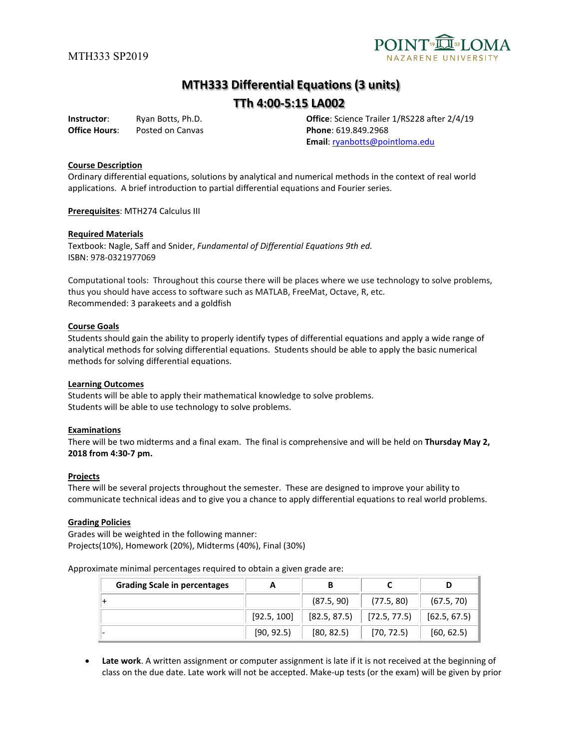MTH333 SP2019

# MTH333 Differential Equations (3 units)

## TTh 4:00-5:15 LA002

**Instructor**: Ryan Botts, Ph.D.
**Office Hours**: Posted on Canvas

**Office**: Science Trailer 1/RS228 after 2/4/19
**Phone**: 619.849.2968
**Email**: ryanbotts@pointloma.edu

### Course Description

Ordinary differential equations, solutions by analytical and numerical methods in the context of real world applications. A brief introduction to partial differential equations and Fourier series.

**Prerequisites**: MTH274 Calculus III

### Required Materials

Textbook: Nagle, Saff and Snider, *Fundamental of Differential Equations 9th ed.*
ISBN: 978-0321977069

Computational tools: Throughout this course there will be places where we use technology to solve problems, thus you should have access to software such as MATLAB, FreeMat, Octave, R, etc.
Recommended: 3 parakeets and a goldfish

### Course Goals

Students should gain the ability to properly identify types of differential equations and apply a wide range of analytical methods for solving differential equations. Students should be able to apply the basic numerical methods for solving differential equations.

### Learning Outcomes

Students will be able to apply their mathematical knowledge to solve problems.
Students will be able to use technology to solve problems.

### Examinations

There will be two midterms and a final exam. The final is comprehensive and will be held on **Thursday May 2, 2018 from 4:30-7 pm.**

### Projects

There will be several projects throughout the semester. These are designed to improve your ability to communicate technical ideas and to give you a chance to apply differential equations to real world problems.

### Grading Policies

Grades will be weighted in the following manner:
Projects(10%), Homework (20%), Midterms (40%), Final (30%)

Approximate minimal percentages required to obtain a given grade are:

| Grading Scale in percentages | A | B | C | D |
|---|---|---|---|---|
| + | | (87.5, 90) | (77.5, 80) | (67.5, 70) |
| | [92.5, 100] | [82.5, 87.5) | [72.5, 77.5) | [62.5, 67.5) |
| - | [90, 92.5) | [80, 82.5) | [70, 72.5) | [60, 62.5) |

- **Late work**. A written assignment or computer assignment is late if it is not received at the beginning of class on the due date. Late work will not be accepted. Make-up tests (or the exam) will be given by prior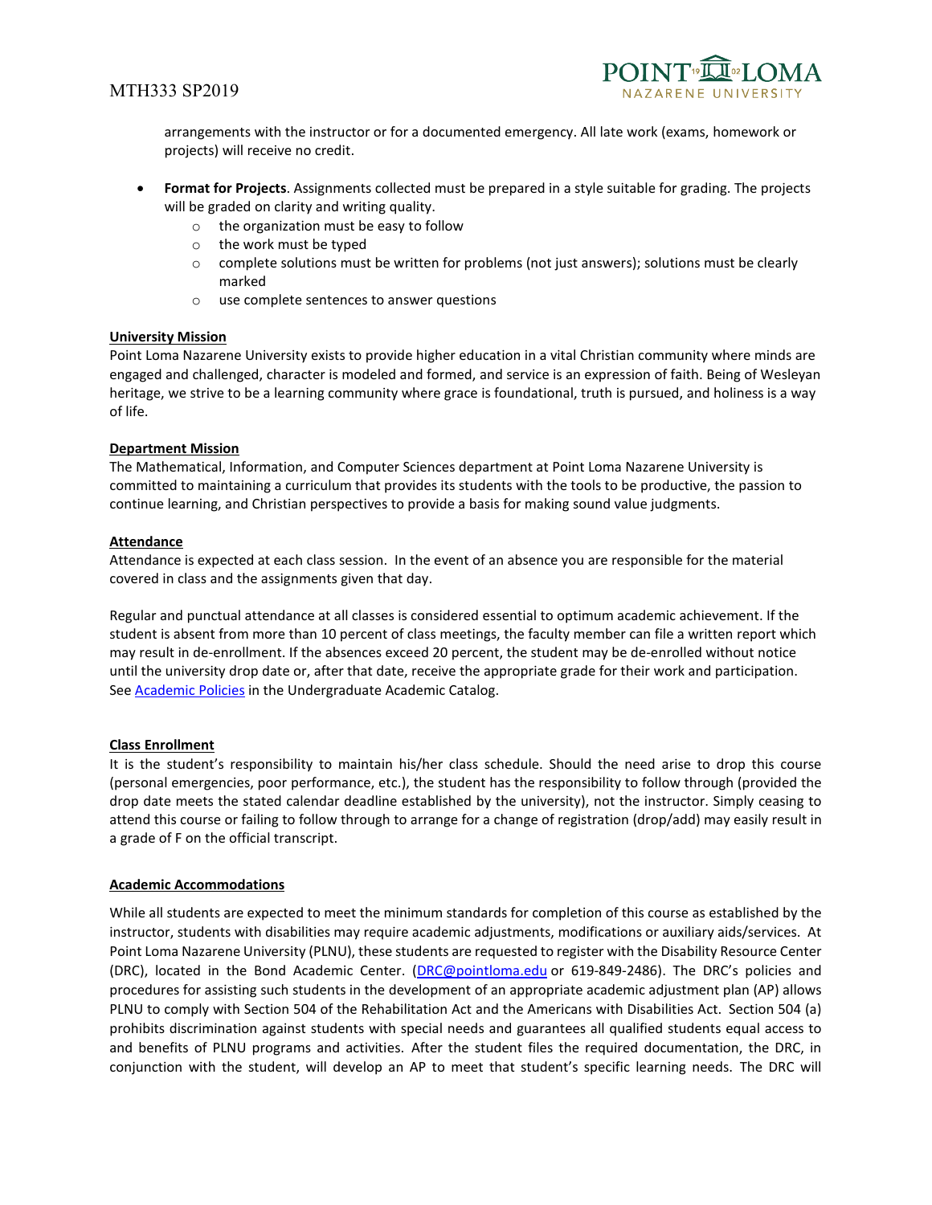arrangements with the instructor or for a documented emergency. All late work (exams, homework or projects) will receive no credit.

- **Format for Projects**. Assignments collected must be prepared in a style suitable for grading. The projects will be graded on clarity and writing quality.
    - the organization must be easy to follow
    - the work must be typed
    - complete solutions must be written for problems (not just answers); solutions must be clearly marked
    - use complete sentences to answer questions

**University Mission**

Point Loma Nazarene University exists to provide higher education in a vital Christian community where minds are engaged and challenged, character is modeled and formed, and service is an expression of faith. Being of Wesleyan heritage, we strive to be a learning community where grace is foundational, truth is pursued, and holiness is a way of life.

**Department Mission**

The Mathematical, Information, and Computer Sciences department at Point Loma Nazarene University is committed to maintaining a curriculum that provides its students with the tools to be productive, the passion to continue learning, and Christian perspectives to provide a basis for making sound value judgments.

**Attendance**

Attendance is expected at each class session. In the event of an absence you are responsible for the material covered in class and the assignments given that day.

Regular and punctual attendance at all classes is considered essential to optimum academic achievement. If the student is absent from more than 10 percent of class meetings, the faculty member can file a written report which may result in de-enrollment. If the absences exceed 20 percent, the student may be de-enrolled without notice until the university drop date or, after that date, receive the appropriate grade for their work and participation. See Academic Policies in the Undergraduate Academic Catalog.

**Class Enrollment**

It is the student's responsibility to maintain his/her class schedule. Should the need arise to drop this course (personal emergencies, poor performance, etc.), the student has the responsibility to follow through (provided the drop date meets the stated calendar deadline established by the university), not the instructor. Simply ceasing to attend this course or failing to follow through to arrange for a change of registration (drop/add) may easily result in a grade of F on the official transcript.

**Academic Accommodations**

While all students are expected to meet the minimum standards for completion of this course as established by the instructor, students with disabilities may require academic adjustments, modifications or auxiliary aids/services. At Point Loma Nazarene University (PLNU), these students are requested to register with the Disability Resource Center (DRC), located in the Bond Academic Center. (DRC@pointloma.edu or 619-849-2486). The DRC's policies and procedures for assisting such students in the development of an appropriate academic adjustment plan (AP) allows PLNU to comply with Section 504 of the Rehabilitation Act and the Americans with Disabilities Act. Section 504 (a) prohibits discrimination against students with special needs and guarantees all qualified students equal access to and benefits of PLNU programs and activities. After the student files the required documentation, the DRC, in conjunction with the student, will develop an AP to meet that student's specific learning needs. The DRC will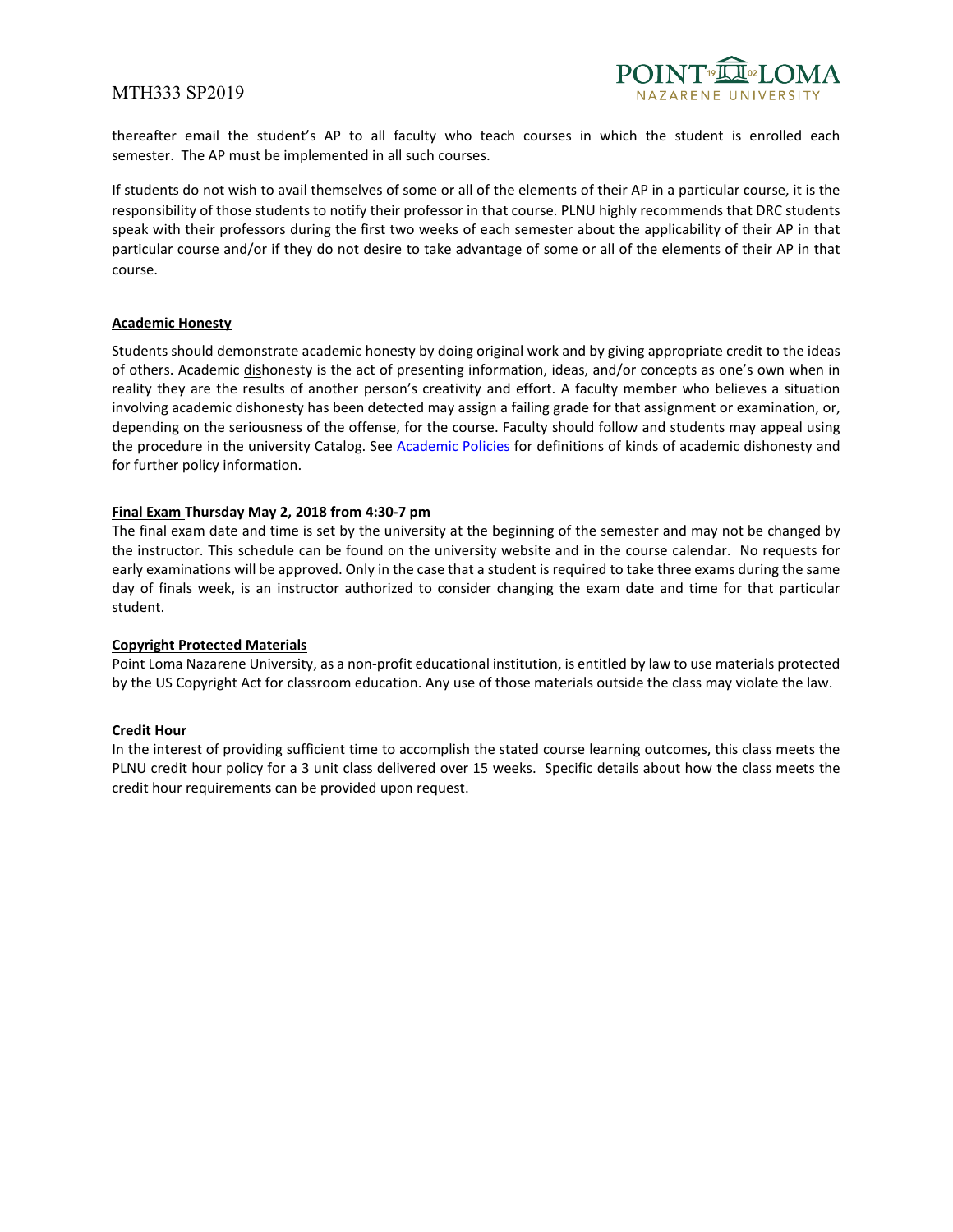thereafter email the student's AP to all faculty who teach courses in which the student is enrolled each semester. The AP must be implemented in all such courses.

If students do not wish to avail themselves of some or all of the elements of their AP in a particular course, it is the responsibility of those students to notify their professor in that course. PLNU highly recommends that DRC students speak with their professors during the first two weeks of each semester about the applicability of their AP in that particular course and/or if they do not desire to take advantage of some or all of the elements of their AP in that course.

**Academic Honesty**

Students should demonstrate academic honesty by doing original work and by giving appropriate credit to the ideas of others. Academic dishonesty is the act of presenting information, ideas, and/or concepts as one's own when in reality they are the results of another person's creativity and effort. A faculty member who believes a situation involving academic dishonesty has been detected may assign a failing grade for that assignment or examination, or, depending on the seriousness of the offense, for the course. Faculty should follow and students may appeal using the procedure in the university Catalog. See Academic Policies for definitions of kinds of academic dishonesty and for further policy information.

**Final Exam Thursday May 2, 2018 from 4:30-7 pm**

The final exam date and time is set by the university at the beginning of the semester and may not be changed by the instructor. This schedule can be found on the university website and in the course calendar. No requests for early examinations will be approved. Only in the case that a student is required to take three exams during the same day of finals week, is an instructor authorized to consider changing the exam date and time for that particular student.

**Copyright Protected Materials**

Point Loma Nazarene University, as a non-profit educational institution, is entitled by law to use materials protected by the US Copyright Act for classroom education. Any use of those materials outside the class may violate the law.

**Credit Hour**

In the interest of providing sufficient time to accomplish the stated course learning outcomes, this class meets the PLNU credit hour policy for a 3 unit class delivered over 15 weeks. Specific details about how the class meets the credit hour requirements can be provided upon request.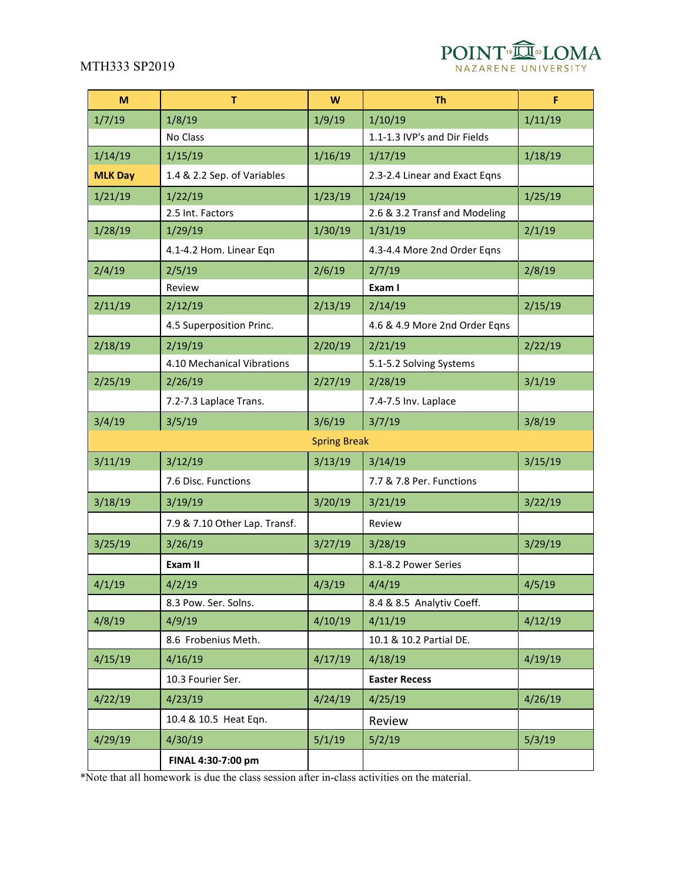MTH333 SP2019

| M | T | W | Th | F |
|---|---|---|---|---|
| 1/7/19 | 1/8/19 | 1/9/19 | 1/10/19 | 1/11/19 |
| | No Class | | 1.1-1.3 IVP's and Dir Fields | |
| 1/14/19 | 1/15/19 | 1/16/19 | 1/17/19 | 1/18/19 |
| **MLK Day** | 1.4 & 2.2 Sep. of Variables | | 2.3-2.4 Linear and Exact Eqns | |
| 1/21/19 | 1/22/19 | 1/23/19 | 1/24/19 | 1/25/19 |
| | 2.5 Int. Factors | | 2.6 & 3.2 Transf and Modeling | |
| 1/28/19 | 1/29/19 | 1/30/19 | 1/31/19 | 2/1/19 |
| | 4.1-4.2 Hom. Linear Eqn | | 4.3-4.4 More 2nd Order Eqns | |
| 2/4/19 | 2/5/19 | 2/6/19 | 2/7/19 | 2/8/19 |
| | Review | | **Exam I** | |
| 2/11/19 | 2/12/19 | 2/13/19 | 2/14/19 | 2/15/19 |
| | 4.5 Superposition Princ. | | 4.6 & 4.9 More 2nd Order Eqns | |
| 2/18/19 | 2/19/19 | 2/20/19 | 2/21/19 | 2/22/19 |
| | 4.10 Mechanical Vibrations | | 5.1-5.2 Solving Systems | |
| 2/25/19 | 2/26/19 | 2/27/19 | 2/28/19 | 3/1/19 |
| | 7.2-7.3 Laplace Trans. | | 7.4-7.5 Inv. Laplace | |
| 3/4/19 | 3/5/19 | 3/6/19 | 3/7/19 | 3/8/19 |
| | | Spring Break | | |
| 3/11/19 | 3/12/19 | 3/13/19 | 3/14/19 | 3/15/19 |
| | 7.6 Disc. Functions | | 7.7 & 7.8 Per. Functions | |
| 3/18/19 | 3/19/19 | 3/20/19 | 3/21/19 | 3/22/19 |
| | 7.9 & 7.10 Other Lap. Transf. | | Review | |
| 3/25/19 | 3/26/19 | 3/27/19 | 3/28/19 | 3/29/19 |
| | **Exam II** | | 8.1-8.2 Power Series | |
| 4/1/19 | 4/2/19 | 4/3/19 | 4/4/19 | 4/5/19 |
| | 8.3 Pow. Ser. Solns. | | 8.4 & 8.5 Analytiv Coeff. | |
| 4/8/19 | 4/9/19 | 4/10/19 | 4/11/19 | 4/12/19 |
| | 8.6 Frobenius Meth. | | 10.1 & 10.2 Partial DE. | |
| 4/15/19 | 4/16/19 | 4/17/19 | 4/18/19 | 4/19/19 |
| | 10.3 Fourier Ser. | | **Easter Recess** | |
| 4/22/19 | 4/23/19 | 4/24/19 | 4/25/19 | 4/26/19 |
| | 10.4 & 10.5 Heat Eqn. | | Review | |
| 4/29/19 | 4/30/19 | 5/1/19 | 5/2/19 | 5/3/19 |
| | **FINAL 4:30-7:00 pm** | | | |

*Note that all homework is due the class session after in-class activities on the material.